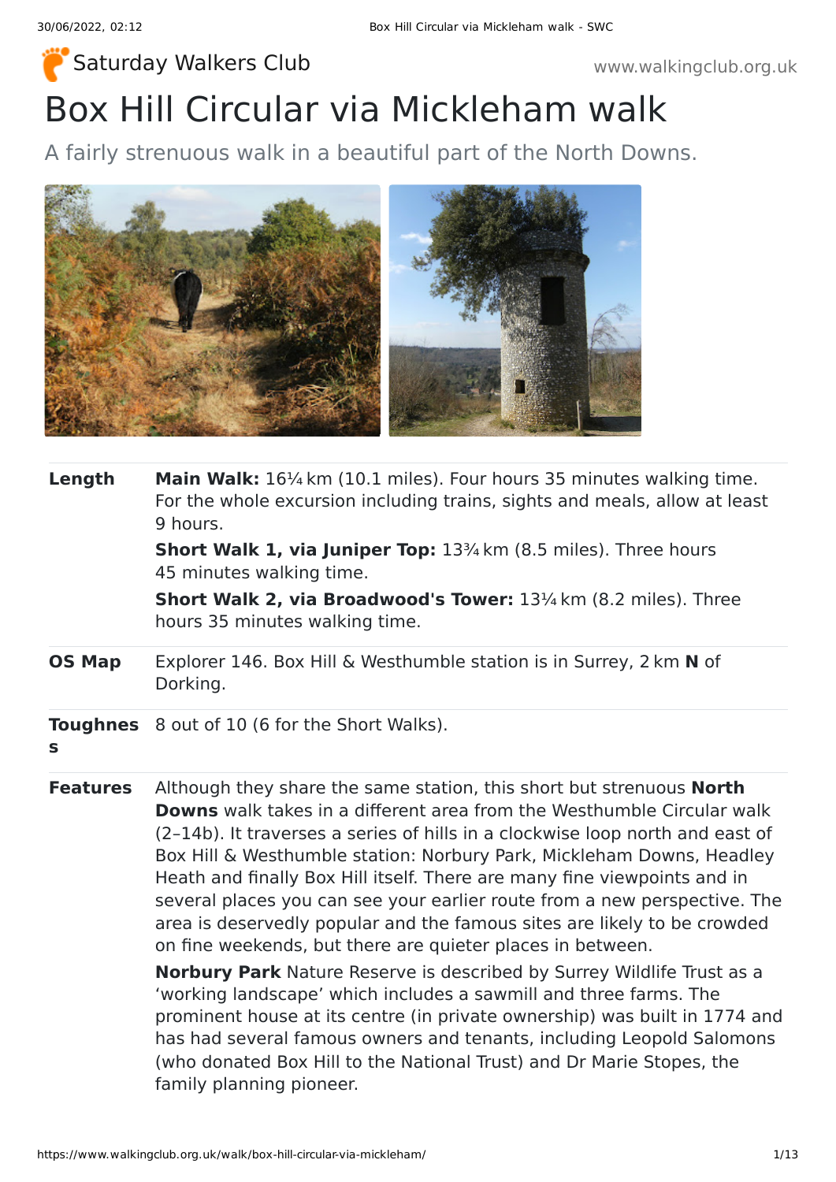Saturday Walkers Club

www.walkingclub.org.uk

# Box Hill Circular via Mickleham walk

A fairly strenuous walk in a beautiful part of the North Downs.

| | |
|---|---|
| **Length** | **Main Walk:** 16¼ km (10.1 miles). Four hours 35 minutes walking time. For the whole excursion including trains, sights and meals, allow at least 9 hours.<br>**Short Walk 1, via Juniper Top:** 13¾ km (8.5 miles). Three hours 45 minutes walking time.<br>**Short Walk 2, via Broadwood's Tower:** 13¼ km (8.2 miles). Three hours 35 minutes walking time. |
| **OS Map** | Explorer 146. Box Hill & Westhumble station is in Surrey, 2 km **N** of Dorking. |
| **Toughness** | 8 out of 10 (6 for the Short Walks). |
| **Features** | Although they share the same station, this short but strenuous **North Downs** walk takes in a different area from the Westhumble Circular walk (2–14b). It traverses a series of hills in a clockwise loop north and east of Box Hill & Westhumble station: Norbury Park, Mickleham Downs, Headley Heath and finally Box Hill itself. There are many fine viewpoints and in several places you can see your earlier route from a new perspective. The area is deservedly popular and the famous sites are likely to be crowded on fine weekends, but there are quieter places in between.<br>**Norbury Park** Nature Reserve is described by Surrey Wildlife Trust as a 'working landscape' which includes a sawmill and three farms. The prominent house at its centre (in private ownership) was built in 1774 and has had several famous owners and tenants, including Leopold Salomons (who donated Box Hill to the National Trust) and Dr Marie Stopes, the family planning pioneer. |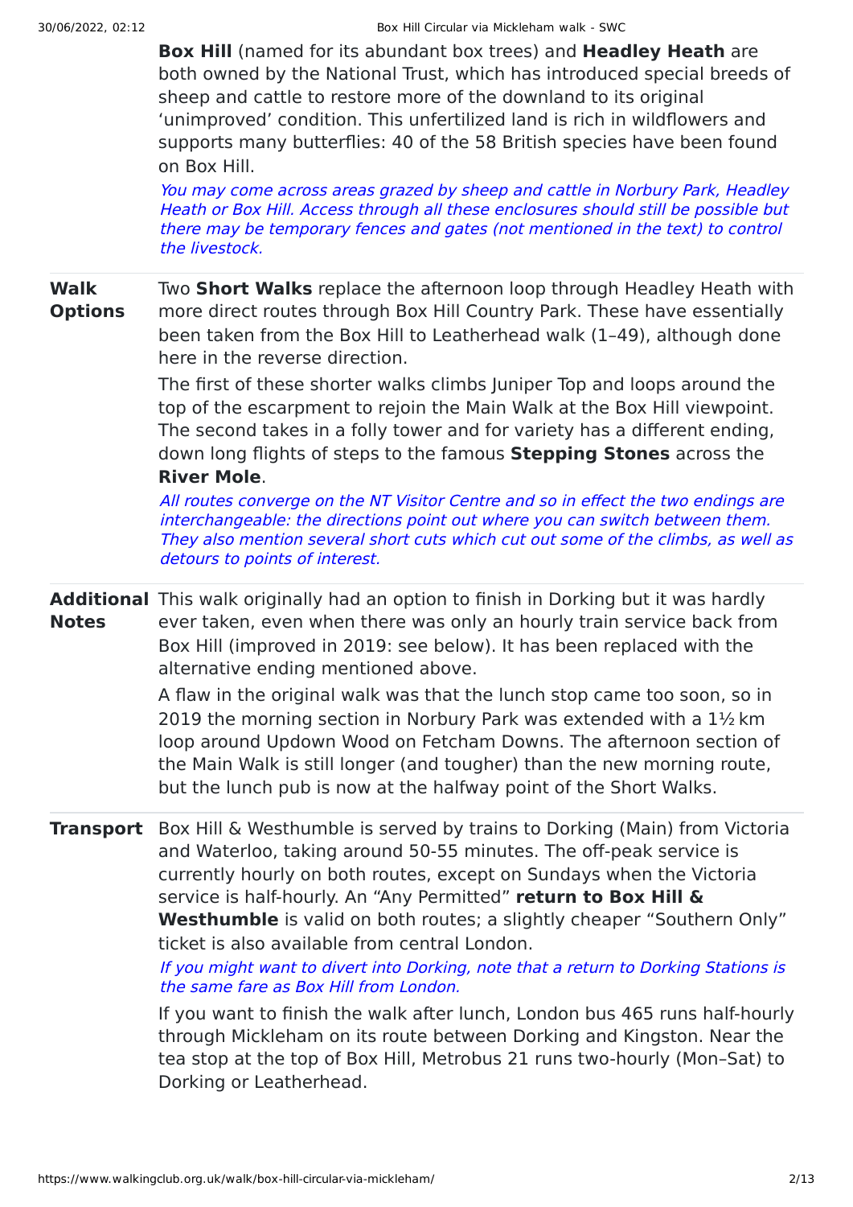**Box Hill** (named for its abundant box trees) and **Headley Heath** are both owned by the National Trust, which has introduced special breeds of sheep and cattle to restore more of the downland to its original 'unimproved' condition. This unfertilized land is rich in wildflowers and supports many butterflies: 40 of the 58 British species have been found on Box Hill.

*You may come across areas grazed by sheep and cattle in Norbury Park, Headley Heath or Box Hill. Access through all these enclosures should still be possible but there may be temporary fences and gates (not mentioned in the text) to control the livestock.*

**Walk Options**

Two **Short Walks** replace the afternoon loop through Headley Heath with more direct routes through Box Hill Country Park. These have essentially been taken from the Box Hill to Leatherhead walk (1–49), although done here in the reverse direction.

The first of these shorter walks climbs Juniper Top and loops around the top of the escarpment to rejoin the Main Walk at the Box Hill viewpoint. The second takes in a folly tower and for variety has a different ending, down long flights of steps to the famous **Stepping Stones** across the **River Mole**.

*All routes converge on the NT Visitor Centre and so in effect the two endings are interchangeable: the directions point out where you can switch between them. They also mention several short cuts which cut out some of the climbs, as well as detours to points of interest.*

**Additional Notes**

This walk originally had an option to finish in Dorking but it was hardly ever taken, even when there was only an hourly train service back from Box Hill (improved in 2019: see below). It has been replaced with the alternative ending mentioned above.

A flaw in the original walk was that the lunch stop came too soon, so in 2019 the morning section in Norbury Park was extended with a 1½ km loop around Updown Wood on Fetcham Downs. The afternoon section of the Main Walk is still longer (and tougher) than the new morning route, but the lunch pub is now at the halfway point of the Short Walks.

**Transport**

Box Hill & Westhumble is served by trains to Dorking (Main) from Victoria and Waterloo, taking around 50-55 minutes. The off-peak service is currently hourly on both routes, except on Sundays when the Victoria service is half-hourly. An "Any Permitted" **return to Box Hill & Westhumble** is valid on both routes; a slightly cheaper "Southern Only" ticket is also available from central London.

*If you might want to divert into Dorking, note that a return to Dorking Stations is the same fare as Box Hill from London.*

If you want to finish the walk after lunch, London bus 465 runs half-hourly through Mickleham on its route between Dorking and Kingston. Near the tea stop at the top of Box Hill, Metrobus 21 runs two-hourly (Mon–Sat) to Dorking or Leatherhead.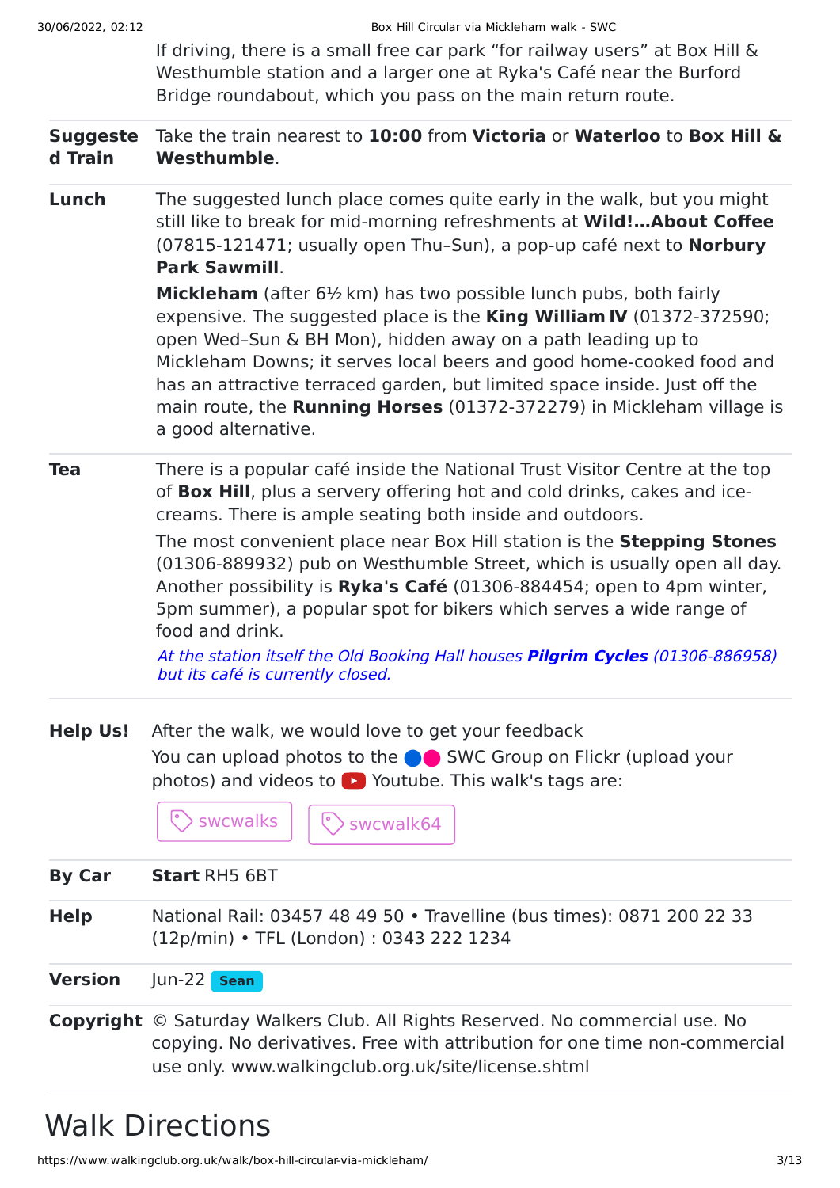If driving, there is a small free car park "for railway users" at Box Hill & Westhumble station and a larger one at Ryka's Café near the Burford Bridge roundabout, which you pass on the main return route.

**Suggested Train**

Take the train nearest to **10:00** from **Victoria** or **Waterloo** to **Box Hill & Westhumble**.

**Lunch**

The suggested lunch place comes quite early in the walk, but you might still like to break for mid-morning refreshments at **Wild!...About Coffee** (07815-121471; usually open Thu–Sun), a pop-up café next to **Norbury Park Sawmill**.

**Mickleham** (after 6½ km) has two possible lunch pubs, both fairly expensive. The suggested place is the **King William IV** (01372-372590; open Wed–Sun & BH Mon), hidden away on a path leading up to Mickleham Downs; it serves local beers and good home-cooked food and has an attractive terraced garden, but limited space inside. Just off the main route, the **Running Horses** (01372-372279) in Mickleham village is a good alternative.

**Tea**

There is a popular café inside the National Trust Visitor Centre at the top of **Box Hill**, plus a servery offering hot and cold drinks, cakes and ice-creams. There is ample seating both inside and outdoors.

The most convenient place near Box Hill station is the **Stepping Stones** (01306-889932) pub on Westhumble Street, which is usually open all day. Another possibility is **Ryka's Café** (01306-884454; open to 4pm winter, 5pm summer), a popular spot for bikers which serves a wide range of food and drink.

*At the station itself the Old Booking Hall houses **Pilgrim Cycles** (01306-886958) but its café is currently closed.*

**Help Us!**

After the walk, we would love to get your feedback

You can upload photos to the SWC Group on Flickr (upload your photos) and videos to Youtube. This walk's tags are:

swcwalks swcwalk64

**By Car**

**Start** RH5 6BT

**Help**

National Rail: 03457 48 49 50 • Travelline (bus times): 0871 200 22 33 (12p/min) • TFL (London) : 0343 222 1234

**Version**

Jun-22 Sean

**Copyright**

© Saturday Walkers Club. All Rights Reserved. No commercial use. No copying. No derivatives. Free with attribution for one time non-commercial use only. www.walkingclub.org.uk/site/license.shtml

# Walk Directions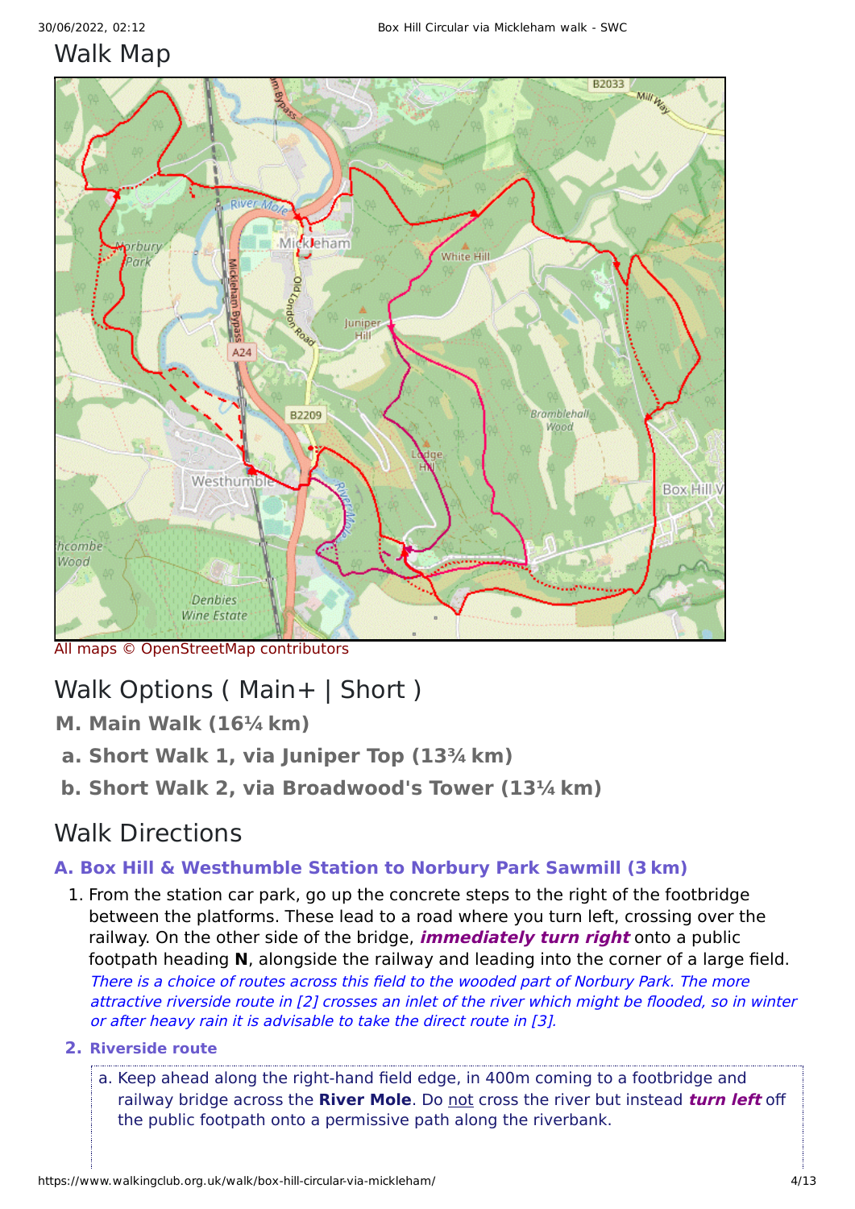# Walk Map

All maps © OpenStreetMap contributors

## Walk Options ( Main+ | Short )

**M. Main Walk (16¼ km)**

**a. Short Walk 1, via Juniper Top (13¾ km)**

**b. Short Walk 2, via Broadwood's Tower (13¼ km)**

## Walk Directions

### A. Box Hill & Westhumble Station to Norbury Park Sawmill (3 km)

1. From the station car park, go up the concrete steps to the right of the footbridge between the platforms. These lead to a road where you turn left, crossing over the railway. On the other side of the bridge, ***immediately turn right*** onto a public footpath heading **N**, alongside the railway and leading into the corner of a large field.
   *There is a choice of routes across this field to the wooded part of Norbury Park. The more attractive riverside route in [2] crosses an inlet of the river which might be flooded, so in winter or after heavy rain it is advisable to take the direct route in [3].*

2. **Riverside route**

   a. Keep ahead along the right-hand field edge, in 400m coming to a footbridge and railway bridge across the **River Mole**. Do not cross the river but instead ***turn left*** off the public footpath onto a permissive path along the riverbank.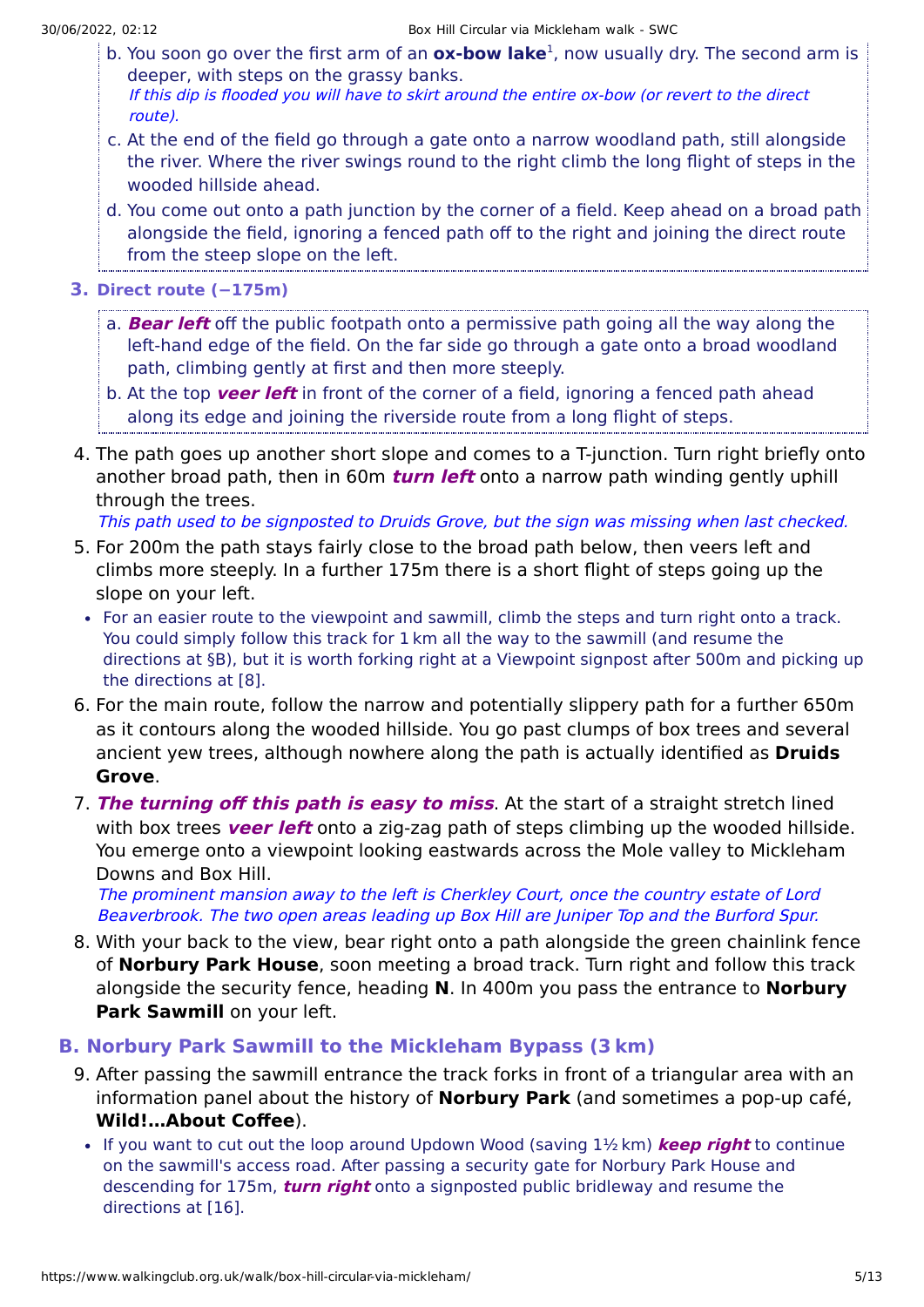b. You soon go over the first arm of an **ox-bow lake**[1], now usually dry. The second arm is deeper, with steps on the grassy banks.
   *If this dip is flooded you will have to skirt around the entire ox-bow (or revert to the direct route).*

c. At the end of the field go through a gate onto a narrow woodland path, still alongside the river. Where the river swings round to the right climb the long flight of steps in the wooded hillside ahead.

d. You come out onto a path junction by the corner of a field. Keep ahead on a broad path alongside the field, ignoring a fenced path off to the right and joining the direct route from the steep slope on the left.

### 3. Direct route (−175m)

a. ***Bear left*** off the public footpath onto a permissive path going all the way along the left-hand edge of the field. On the far side go through a gate onto a broad woodland path, climbing gently at first and then more steeply.

b. At the top ***veer left*** in front of the corner of a field, ignoring a fenced path ahead along its edge and joining the riverside route from a long flight of steps.

4. The path goes up another short slope and comes to a T-junction. Turn right briefly onto another broad path, then in 60m ***turn left*** onto a narrow path winding gently uphill through the trees.
   *This path used to be signposted to Druids Grove, but the sign was missing when last checked.*

5. For 200m the path stays fairly close to the broad path below, then veers left and climbs more steeply. In a further 175m there is a short flight of steps going up the slope on your left.
   - For an easier route to the viewpoint and sawmill, climb the steps and turn right onto a track. You could simply follow this track for 1 km all the way to the sawmill (and resume the directions at §B), but it is worth forking right at a Viewpoint signpost after 500m and picking up the directions at [8].

6. For the main route, follow the narrow and potentially slippery path for a further 650m as it contours along the wooded hillside. You go past clumps of box trees and several ancient yew trees, although nowhere along the path is actually identified as **Druids Grove**.

7. ***The turning off this path is easy to miss***. At the start of a straight stretch lined with box trees ***veer left*** onto a zig-zag path of steps climbing up the wooded hillside. You emerge onto a viewpoint looking eastwards across the Mole valley to Mickleham Downs and Box Hill.
   *The prominent mansion away to the left is Cherkley Court, once the country estate of Lord Beaverbrook. The two open areas leading up Box Hill are Juniper Top and the Burford Spur.*

8. With your back to the view, bear right onto a path alongside the green chainlink fence of **Norbury Park House**, soon meeting a broad track. Turn right and follow this track alongside the security fence, heading **N**. In 400m you pass the entrance to **Norbury Park Sawmill** on your left.

## B. Norbury Park Sawmill to the Mickleham Bypass (3 km)

9. After passing the sawmill entrance the track forks in front of a triangular area with an information panel about the history of **Norbury Park** (and sometimes a pop-up café, **Wild!…About Coffee**).
   - If you want to cut out the loop around Updown Wood (saving 1½ km) ***keep right*** to continue on the sawmill's access road. After passing a security gate for Norbury Park House and descending for 175m, ***turn right*** onto a signposted public bridleway and resume the directions at [16].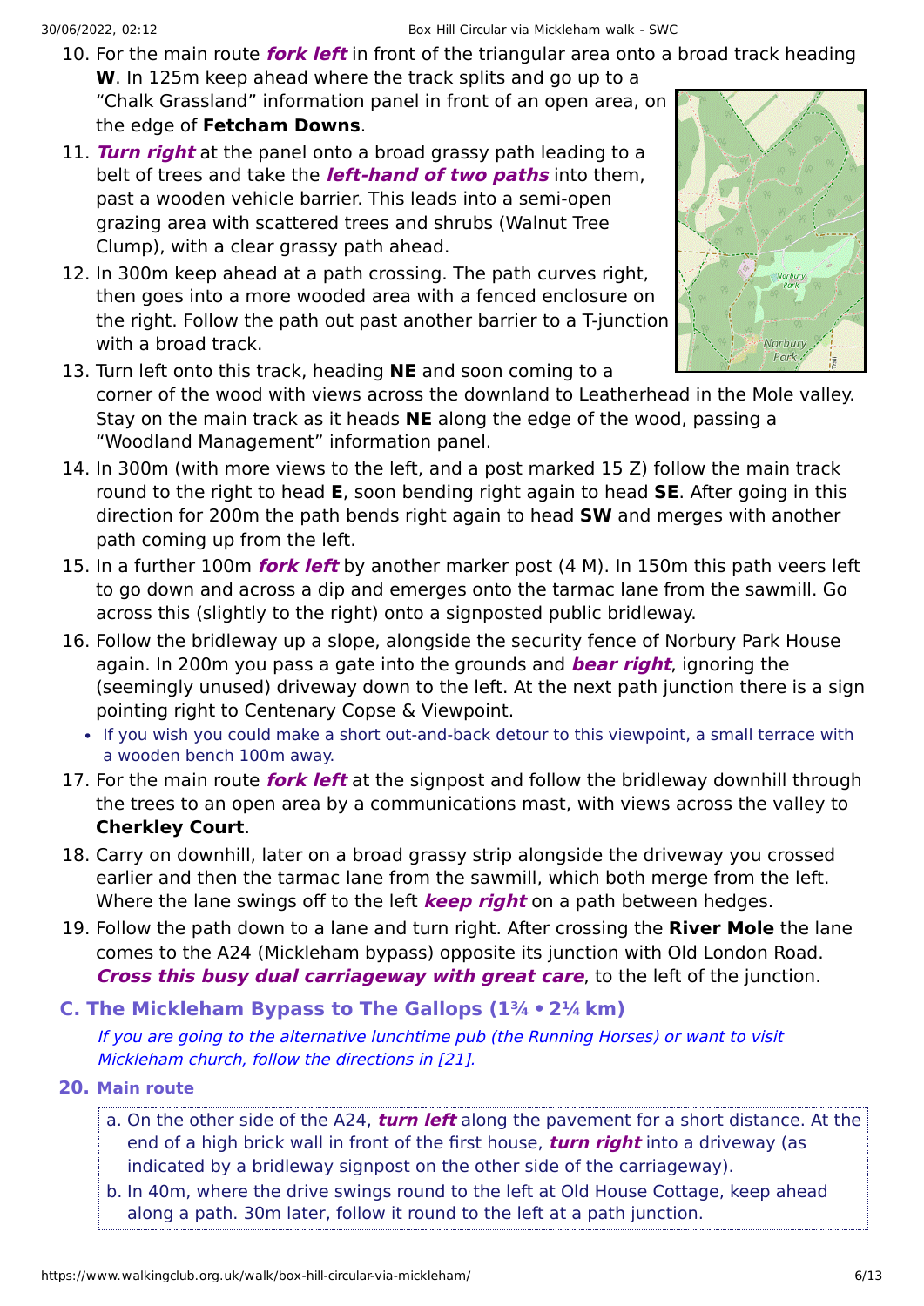10. For the main route ***fork left*** in front of the triangular area onto a broad track heading **W**. In 125m keep ahead where the track splits and go up to a "Chalk Grassland" information panel in front of an open area, on the edge of **Fetcham Downs**.
11. ***Turn right*** at the panel onto a broad grassy path leading to a belt of trees and take the ***left-hand of two paths*** into them, past a wooden vehicle barrier. This leads into a semi-open grazing area with scattered trees and shrubs (Walnut Tree Clump), with a clear grassy path ahead.
12. In 300m keep ahead at a path crossing. The path curves right, then goes into a more wooded area with a fenced enclosure on the right. Follow the path out past another barrier to a T-junction with a broad track.
13. Turn left onto this track, heading **NE** and soon coming to a corner of the wood with views across the downland to Leatherhead in the Mole valley. Stay on the main track as it heads **NE** along the edge of the wood, passing a "Woodland Management" information panel.
14. In 300m (with more views to the left, and a post marked 15 Z) follow the main track round to the right to head **E**, soon bending right again to head **SE**. After going in this direction for 200m the path bends right again to head **SW** and merges with another path coming up from the left.
15. In a further 100m ***fork left*** by another marker post (4 M). In 150m this path veers left to go down and across a dip and emerges onto the tarmac lane from the sawmill. Go across this (slightly to the right) onto a signposted public bridleway.
16. Follow the bridleway up a slope, alongside the security fence of Norbury Park House again. In 200m you pass a gate into the grounds and ***bear right***, ignoring the (seemingly unused) driveway down to the left. At the next path junction there is a sign pointing right to Centenary Copse & Viewpoint.
    - If you wish you could make a short out-and-back detour to this viewpoint, a small terrace with a wooden bench 100m away.
17. For the main route ***fork left*** at the signpost and follow the bridleway downhill through the trees to an open area by a communications mast, with views across the valley to **Cherkley Court**.
18. Carry on downhill, later on a broad grassy strip alongside the driveway you crossed earlier and then the tarmac lane from the sawmill, which both merge from the left. Where the lane swings off to the left ***keep right*** on a path between hedges.
19. Follow the path down to a lane and turn right. After crossing the **River Mole** the lane comes to the A24 (Mickleham bypass) opposite its junction with Old London Road. ***Cross this busy dual carriageway with great care***, to the left of the junction.

## C. The Mickleham Bypass to The Gallops (1¾ • 2¼ km)

*If you are going to the alternative lunchtime pub (the Running Horses) or want to visit Mickleham church, follow the directions in [21].*

### 20. Main route

a. On the other side of the A24, ***turn left*** along the pavement for a short distance. At the end of a high brick wall in front of the first house, ***turn right*** into a driveway (as indicated by a bridleway signpost on the other side of the carriageway).

b. In 40m, where the drive swings round to the left at Old House Cottage, keep ahead along a path. 30m later, follow it round to the left at a path junction.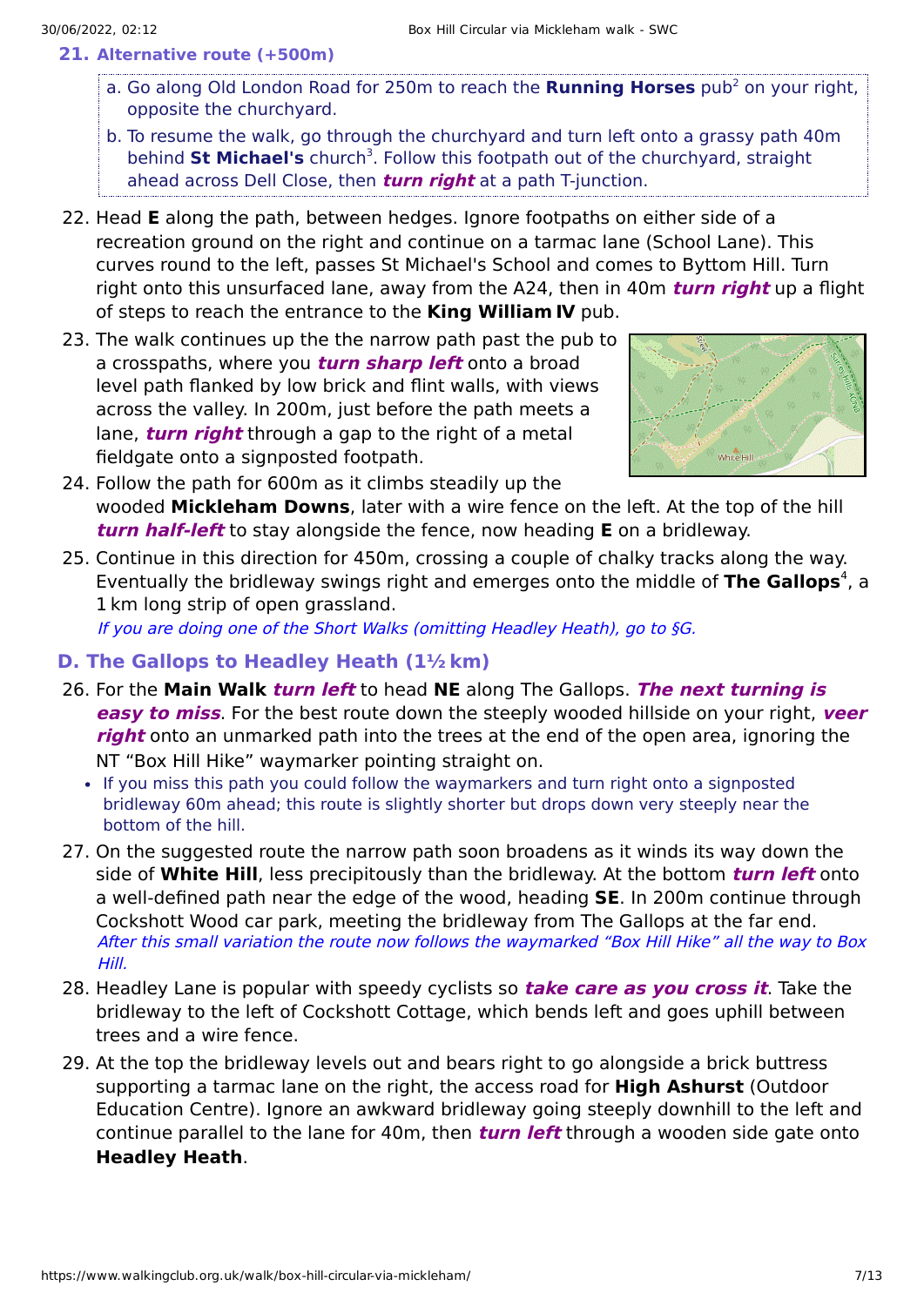21. **Alternative route (+500m)**

   a. Go along Old London Road for 250m to reach the **Running Horses** pub[2] on your right, opposite the churchyard.

   b. To resume the walk, go through the churchyard and turn left onto a grassy path 40m behind **St Michael's** church[3]. Follow this footpath out of the churchyard, straight ahead across Dell Close, then ***turn right*** at a path T-junction.

22. Head **E** along the path, between hedges. Ignore footpaths on either side of a recreation ground on the right and continue on a tarmac lane (School Lane). This curves round to the left, passes St Michael's School and comes to Byttom Hill. Turn right onto this unsurfaced lane, away from the A24, then in 40m ***turn right*** up a flight of steps to reach the entrance to the **King William IV** pub.

23. The walk continues up the the narrow path past the pub to a crosspaths, where you ***turn sharp left*** onto a broad level path flanked by low brick and flint walls, with views across the valley. In 200m, just before the path meets a lane, ***turn right*** through a gap to the right of a metal fieldgate onto a signposted footpath.

24. Follow the path for 600m as it climbs steadily up the wooded **Mickleham Downs**, later with a wire fence on the left. At the top of the hill ***turn half-left*** to stay alongside the fence, now heading **E** on a bridleway.

25. Continue in this direction for 450m, crossing a couple of chalky tracks along the way. Eventually the bridleway swings right and emerges onto the middle of **The Gallops**[4], a 1 km long strip of open grassland.
   *If you are doing one of the Short Walks (omitting Headley Heath), go to §G.*

## D. The Gallops to Headley Heath (1½ km)

26. For the **Main Walk** ***turn left*** to head **NE** along The Gallops. ***The next turning is easy to miss***. For the best route down the steeply wooded hillside on your right, ***veer right*** onto an unmarked path into the trees at the end of the open area, ignoring the NT "Box Hill Hike" waymarker pointing straight on.
   - If you miss this path you could follow the waymarkers and turn right onto a signposted bridleway 60m ahead; this route is slightly shorter but drops down very steeply near the bottom of the hill.

27. On the suggested route the narrow path soon broadens as it winds its way down the side of **White Hill**, less precipitously than the bridleway. At the bottom ***turn left*** onto a well-defined path near the edge of the wood, heading **SE**. In 200m continue through Cockshott Wood car park, meeting the bridleway from The Gallops at the far end.
   *After this small variation the route now follows the waymarked "Box Hill Hike" all the way to Box Hill.*

28. Headley Lane is popular with speedy cyclists so ***take care as you cross it***. Take the bridleway to the left of Cockshott Cottage, which bends left and goes uphill between trees and a wire fence.

29. At the top the bridleway levels out and bears right to go alongside a brick buttress supporting a tarmac lane on the right, the access road for **High Ashurst** (Outdoor Education Centre). Ignore an awkward bridleway going steeply downhill to the left and continue parallel to the lane for 40m, then ***turn left*** through a wooden side gate onto **Headley Heath**.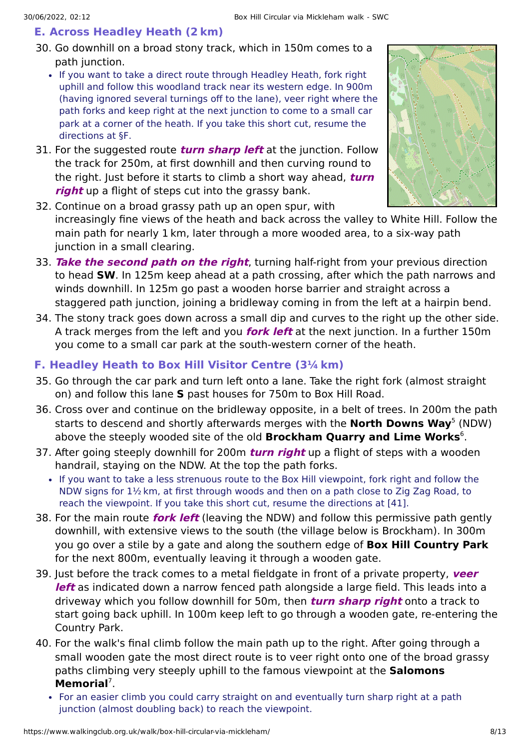## E. Across Headley Heath (2 km)

30. Go downhill on a broad stony track, which in 150m comes to a path junction.
    - If you want to take a direct route through Headley Heath, fork right uphill and follow this woodland track near its western edge. In 900m (having ignored several turnings off to the lane), veer right where the path forks and keep right at the next junction to come to a small car park at a corner of the heath. If you take this short cut, resume the directions at §F.
31. For the suggested route ***turn sharp left*** at the junction. Follow the track for 250m, at first downhill and then curving round to the right. Just before it starts to climb a short way ahead, ***turn right*** up a flight of steps cut into the grassy bank.
32. Continue on a broad grassy path up an open spur, with increasingly fine views of the heath and back across the valley to White Hill. Follow the main path for nearly 1 km, later through a more wooded area, to a six-way path junction in a small clearing.
33. ***Take the second path on the right***, turning half-right from your previous direction to head **SW**. In 125m keep ahead at a path crossing, after which the path narrows and winds downhill. In 125m go past a wooden horse barrier and straight across a staggered path junction, joining a bridleway coming in from the left at a hairpin bend.
34. The stony track goes down across a small dip and curves to the right up the other side. A track merges from the left and you ***fork left*** at the next junction. In a further 150m you come to a small car park at the south-western corner of the heath.

## F. Headley Heath to Box Hill Visitor Centre (3¼ km)

35. Go through the car park and turn left onto a lane. Take the right fork (almost straight on) and follow this lane **S** past houses for 750m to Box Hill Road.
36. Cross over and continue on the bridleway opposite, in a belt of trees. In 200m the path starts to descend and shortly afterwards merges with the **North Downs Way**[5] (NDW) above the steeply wooded site of the old **Brockham Quarry and Lime Works**[6].
37. After going steeply downhill for 200m ***turn right*** up a flight of steps with a wooden handrail, staying on the NDW. At the top the path forks.
    - If you want to take a less strenuous route to the Box Hill viewpoint, fork right and follow the NDW signs for 1½ km, at first through woods and then on a path close to Zig Zag Road, to reach the viewpoint. If you take this short cut, resume the directions at [41].
38. For the main route ***fork left*** (leaving the NDW) and follow this permissive path gently downhill, with extensive views to the south (the village below is Brockham). In 300m you go over a stile by a gate and along the southern edge of **Box Hill Country Park** for the next 800m, eventually leaving it through a wooden gate.
39. Just before the track comes to a metal fieldgate in front of a private property, ***veer left*** as indicated down a narrow fenced path alongside a large field. This leads into a driveway which you follow downhill for 50m, then ***turn sharp right*** onto a track to start going back uphill. In 100m keep left to go through a wooden gate, re-entering the Country Park.
40. For the walk's final climb follow the main path up to the right. After going through a small wooden gate the most direct route is to veer right onto one of the broad grassy paths climbing very steeply uphill to the famous viewpoint at the **Salomons Memorial**[7].
    - For an easier climb you could carry straight on and eventually turn sharp right at a path junction (almost doubling back) to reach the viewpoint.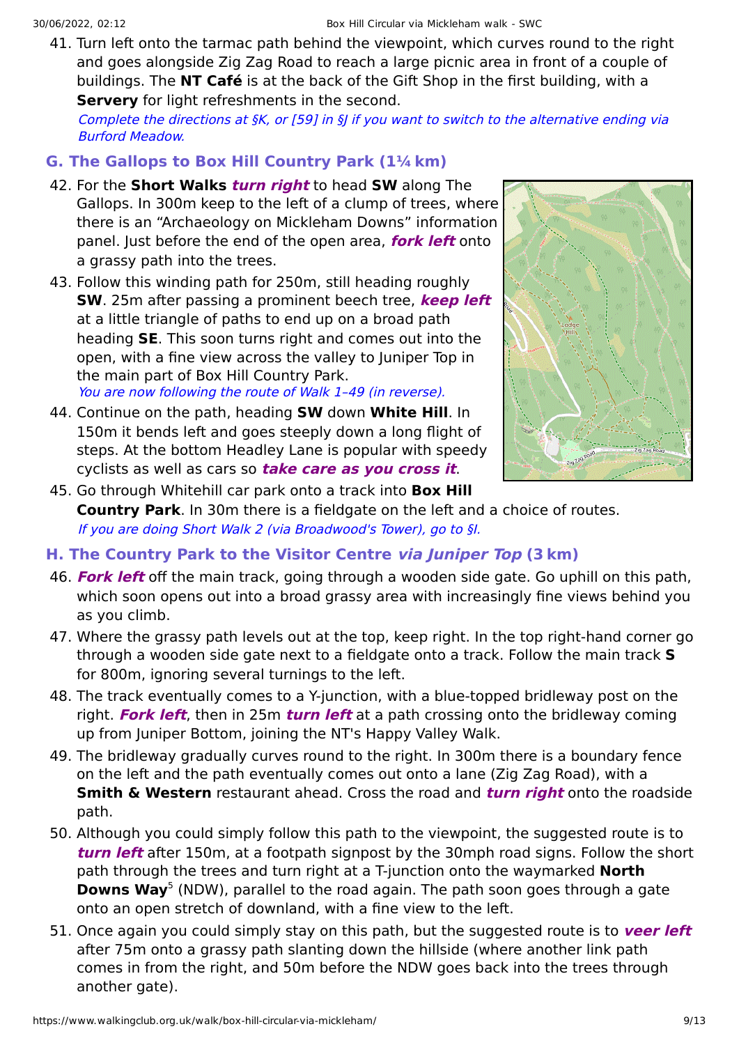41. Turn left onto the tarmac path behind the viewpoint, which curves round to the right and goes alongside Zig Zag Road to reach a large picnic area in front of a couple of buildings. The **NT Café** is at the back of the Gift Shop in the first building, with a **Servery** for light refreshments in the second.
    *Complete the directions at §K, or [59] in §J if you want to switch to the alternative ending via Burford Meadow.*

## G. The Gallops to Box Hill Country Park (1¼ km)

42. For the **Short Walks** ***turn right*** to head **SW** along The Gallops. In 300m keep to the left of a clump of trees, where there is an "Archaeology on Mickleham Downs" information panel. Just before the end of the open area, ***fork left*** onto a grassy path into the trees.
43. Follow this winding path for 250m, still heading roughly **SW**. 25m after passing a prominent beech tree, ***keep left*** at a little triangle of paths to end up on a broad path heading **SE**. This soon turns right and comes out into the open, with a fine view across the valley to Juniper Top in the main part of Box Hill Country Park.
    *You are now following the route of Walk 1–49 (in reverse).*
44. Continue on the path, heading **SW** down **White Hill**. In 150m it bends left and goes steeply down a long flight of steps. At the bottom Headley Lane is popular with speedy cyclists as well as cars so ***take care as you cross it***.
45. Go through Whitehill car park onto a track into **Box Hill Country Park**. In 30m there is a fieldgate on the left and a choice of routes.
    *If you are doing Short Walk 2 (via Broadwood's Tower), go to §I.*

## H. The Country Park to the Visitor Centre *via Juniper Top* (3 km)

46. ***Fork left*** off the main track, going through a wooden side gate. Go uphill on this path, which soon opens out into a broad grassy area with increasingly fine views behind you as you climb.
47. Where the grassy path levels out at the top, keep right. In the top right-hand corner go through a wooden side gate next to a fieldgate onto a track. Follow the main track **S** for 800m, ignoring several turnings to the left.
48. The track eventually comes to a Y-junction, with a blue-topped bridleway post on the right. ***Fork left***, then in 25m ***turn left*** at a path crossing onto the bridleway coming up from Juniper Bottom, joining the NT's Happy Valley Walk.
49. The bridleway gradually curves round to the right. In 300m there is a boundary fence on the left and the path eventually comes out onto a lane (Zig Zag Road), with a **Smith & Western** restaurant ahead. Cross the road and ***turn right*** onto the roadside path.
50. Although you could simply follow this path to the viewpoint, the suggested route is to ***turn left*** after 150m, at a footpath signpost by the 30mph road signs. Follow the short path through the trees and turn right at a T-junction onto the waymarked **North Downs Way**[5] (NDW), parallel to the road again. The path soon goes through a gate onto an open stretch of downland, with a fine view to the left.
51. Once again you could simply stay on this path, but the suggested route is to ***veer left*** after 75m onto a grassy path slanting down the hillside (where another link path comes in from the right, and 50m before the NDW goes back into the trees through another gate).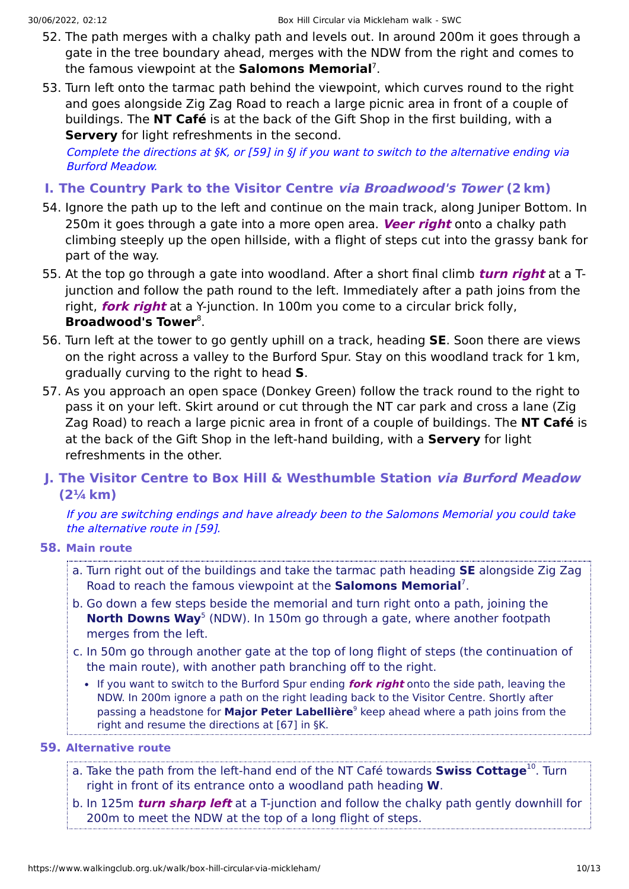52. The path merges with a chalky path and levels out. In around 200m it goes through a gate in the tree boundary ahead, merges with the NDW from the right and comes to the famous viewpoint at the **Salomons Memorial**[7].
53. Turn left onto the tarmac path behind the viewpoint, which curves round to the right and goes alongside Zig Zag Road to reach a large picnic area in front of a couple of buildings. The **NT Café** is at the back of the Gift Shop in the first building, with a **Servery** for light refreshments in the second.

    *Complete the directions at §K, or [59] in §J if you want to switch to the alternative ending via Burford Meadow.*

## I. The Country Park to the Visitor Centre *via Broadwood's Tower* (2 km)

54. Ignore the path up to the left and continue on the main track, along Juniper Bottom. In 250m it goes through a gate into a more open area. ***Veer right*** onto a chalky path climbing steeply up the open hillside, with a flight of steps cut into the grassy bank for part of the way.
55. At the top go through a gate into woodland. After a short final climb ***turn right*** at a T-junction and follow the path round to the left. Immediately after a path joins from the right, ***fork right*** at a Y-junction. In 100m you come to a circular brick folly, **Broadwood's Tower**[8].
56. Turn left at the tower to go gently uphill on a track, heading **SE**. Soon there are views on the right across a valley to the Burford Spur. Stay on this woodland track for 1 km, gradually curving to the right to head **S**.
57. As you approach an open space (Donkey Green) follow the track round to the right to pass it on your left. Skirt around or cut through the NT car park and cross a lane (Zig Zag Road) to reach a large picnic area in front of a couple of buildings. The **NT Café** is at the back of the Gift Shop in the left-hand building, with a **Servery** for light refreshments in the other.

## J. The Visitor Centre to Box Hill & Westhumble Station *via Burford Meadow* (2¼ km)

*If you are switching endings and have already been to the Salomons Memorial you could take the alternative route in [59].*

58. **Main route**
    a. Turn right out of the buildings and take the tarmac path heading **SE** alongside Zig Zag Road to reach the famous viewpoint at the **Salomons Memorial**[7].
    b. Go down a few steps beside the memorial and turn right onto a path, joining the **North Downs Way**[5] (NDW). In 150m go through a gate, where another footpath merges from the left.
    c. In 50m go through another gate at the top of long flight of steps (the continuation of the main route), with another path branching off to the right.
       - If you want to switch to the Burford Spur ending ***fork right*** onto the side path, leaving the NDW. In 200m ignore a path on the right leading back to the Visitor Centre. Shortly after passing a headstone for **Major Peter Labellière**[9] keep ahead where a path joins from the right and resume the directions at [67] in §K.
59. **Alternative route**
    a. Take the path from the left-hand end of the NT Café towards **Swiss Cottage**[10]. Turn right in front of its entrance onto a woodland path heading **W**.
    b. In 125m ***turn sharp left*** at a T-junction and follow the chalky path gently downhill for 200m to meet the NDW at the top of a long flight of steps.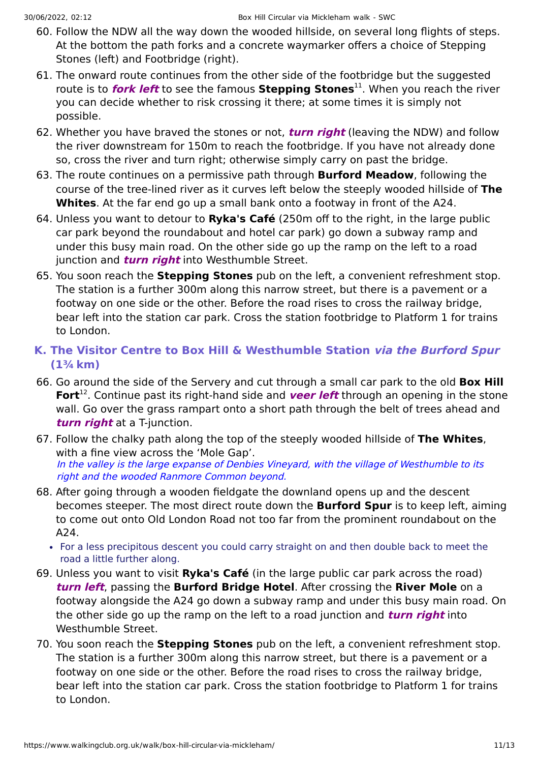60. Follow the NDW all the way down the wooded hillside, on several long flights of steps. At the bottom the path forks and a concrete waymarker offers a choice of Stepping Stones (left) and Footbridge (right).
61. The onward route continues from the other side of the footbridge but the suggested route is to ***fork left*** to see the famous **Stepping Stones**[11]. When you reach the river you can decide whether to risk crossing it there; at some times it is simply not possible.
62. Whether you have braved the stones or not, ***turn right*** (leaving the NDW) and follow the river downstream for 150m to reach the footbridge. If you have not already done so, cross the river and turn right; otherwise simply carry on past the bridge.
63. The route continues on a permissive path through **Burford Meadow**, following the course of the tree-lined river as it curves left below the steeply wooded hillside of **The Whites**. At the far end go up a small bank onto a footway in front of the A24.
64. Unless you want to detour to **Ryka's Café** (250m off to the right, in the large public car park beyond the roundabout and hotel car park) go down a subway ramp and under this busy main road. On the other side go up the ramp on the left to a road junction and ***turn right*** into Westhumble Street.
65. You soon reach the **Stepping Stones** pub on the left, a convenient refreshment stop. The station is a further 300m along this narrow street, but there is a pavement or a footway on one side or the other. Before the road rises to cross the railway bridge, bear left into the station car park. Cross the station footbridge to Platform 1 for trains to London.

## K. The Visitor Centre to Box Hill & Westhumble Station *via the Burford Spur* (1¾ km)

66. Go around the side of the Servery and cut through a small car park to the old **Box Hill Fort**[12]. Continue past its right-hand side and ***veer left*** through an opening in the stone wall. Go over the grass rampart onto a short path through the belt of trees ahead and ***turn right*** at a T-junction.
67. Follow the chalky path along the top of the steeply wooded hillside of **The Whites**, with a fine view across the 'Mole Gap'.
    *In the valley is the large expanse of Denbies Vineyard, with the village of Westhumble to its right and the wooded Ranmore Common beyond.*
68. After going through a wooden fieldgate the downland opens up and the descent becomes steeper. The most direct route down the **Burford Spur** is to keep left, aiming to come out onto Old London Road not too far from the prominent roundabout on the A24.
    - For a less precipitous descent you could carry straight on and then double back to meet the road a little further along.
69. Unless you want to visit **Ryka's Café** (in the large public car park across the road) ***turn left***, passing the **Burford Bridge Hotel**. After crossing the **River Mole** on a footway alongside the A24 go down a subway ramp and under this busy main road. On the other side go up the ramp on the left to a road junction and ***turn right*** into Westhumble Street.
70. You soon reach the **Stepping Stones** pub on the left, a convenient refreshment stop. The station is a further 300m along this narrow street, but there is a pavement or a footway on one side or the other. Before the road rises to cross the railway bridge, bear left into the station car park. Cross the station footbridge to Platform 1 for trains to London.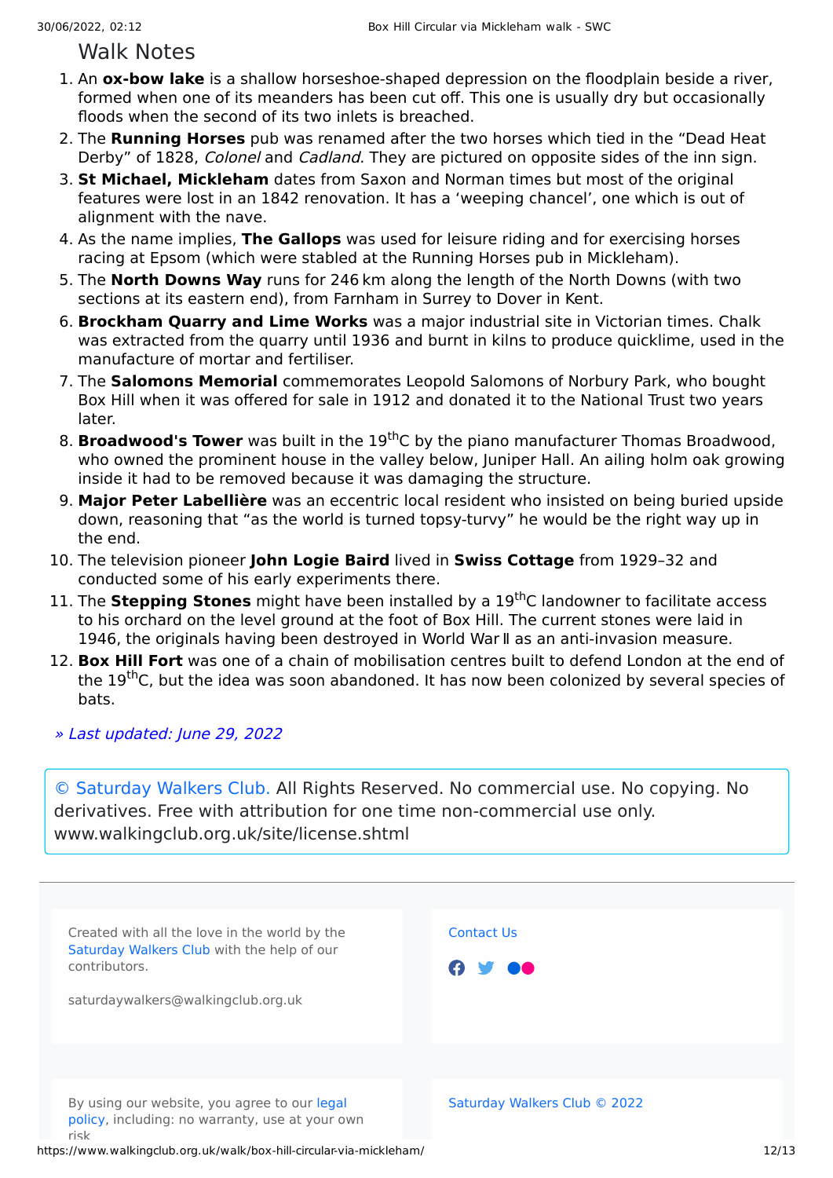Walk Notes

1. An **ox-bow lake** is a shallow horseshoe-shaped depression on the floodplain beside a river, formed when one of its meanders has been cut off. This one is usually dry but occasionally floods when the second of its two inlets is breached.
2. The **Running Horses** pub was renamed after the two horses which tied in the “Dead Heat Derby” of 1828, *Colonel* and *Cadland*. They are pictured on opposite sides of the inn sign.
3. **St Michael, Mickleham** dates from Saxon and Norman times but most of the original features were lost in an 1842 renovation. It has a ‘weeping chancel’, one which is out of alignment with the nave.
4. As the name implies, **The Gallops** was used for leisure riding and for exercising horses racing at Epsom (which were stabled at the Running Horses pub in Mickleham).
5. The **North Downs Way** runs for 246 km along the length of the North Downs (with two sections at its eastern end), from Farnham in Surrey to Dover in Kent.
6. **Brockham Quarry and Lime Works** was a major industrial site in Victorian times. Chalk was extracted from the quarry until 1936 and burnt in kilns to produce quicklime, used in the manufacture of mortar and fertiliser.
7. The **Salomons Memorial** commemorates Leopold Salomons of Norbury Park, who bought Box Hill when it was offered for sale in 1912 and donated it to the National Trust two years later.
8. **Broadwood's Tower** was built in the 19thC by the piano manufacturer Thomas Broadwood, who owned the prominent house in the valley below, Juniper Hall. An ailing holm oak growing inside it had to be removed because it was damaging the structure.
9. **Major Peter Labellière** was an eccentric local resident who insisted on being buried upside down, reasoning that “as the world is turned topsy-turvy” he would be the right way up in the end.
10. The television pioneer **John Logie Baird** lived in **Swiss Cottage** from 1929–32 and conducted some of his early experiments there.
11. The **Stepping Stones** might have been installed by a 19thC landowner to facilitate access to his orchard on the level ground at the foot of Box Hill. The current stones were laid in 1946, the originals having been destroyed in World War II as an anti-invasion measure.
12. **Box Hill Fort** was one of a chain of mobilisation centres built to defend London at the end of the 19thC, but the idea was soon abandoned. It has now been colonized by several species of bats.

*» Last updated: June 29, 2022*

© Saturday Walkers Club. All Rights Reserved. No commercial use. No copying. No derivatives. Free with attribution for one time non-commercial use only. www.walkingclub.org.uk/site/license.shtml

Created with all the love in the world by the Saturday Walkers Club with the help of our contributors.

saturdaywalkers@walkingclub.org.uk

Contact Us

By using our website, you agree to our legal policy, including: no warranty, use at your own risk

Saturday Walkers Club © 2022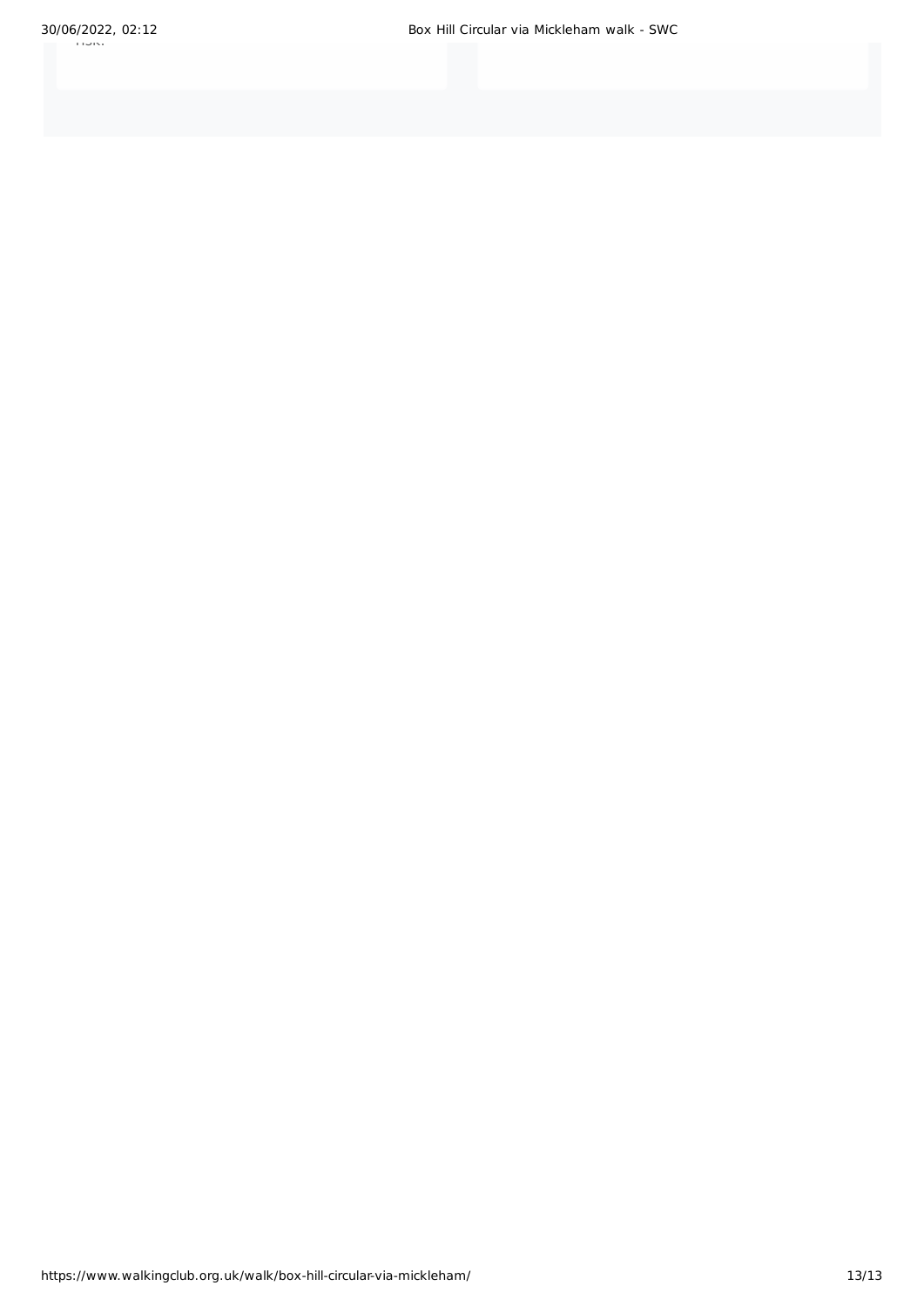risk.